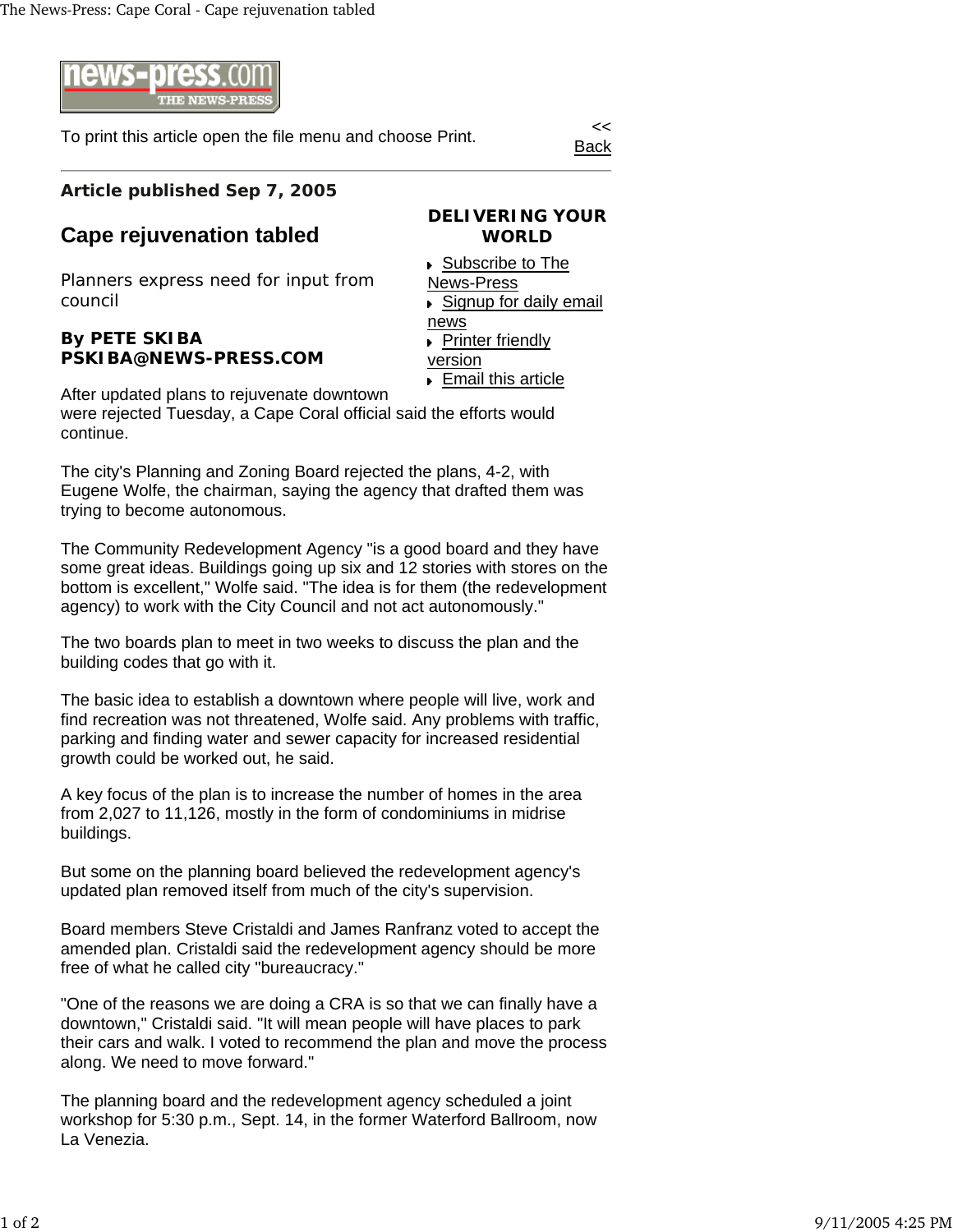To print this article open the file menu and choose Print.

<< Back

**Article published Sep 7, 2005**

# Cape rejuvenation tabled

Planners express need for input from council

**By PETE SKIBA**
**PSKIBA@NEWS-PRESS.COM**

**DELIVERING YOUR WORLD**

- Subscribe to The News-Press
- Signup for daily email news
- Printer friendly version
- Email this article

After updated plans to rejuvenate downtown were rejected Tuesday, a Cape Coral official said the efforts would continue.

The city's Planning and Zoning Board rejected the plans, 4-2, with Eugene Wolfe, the chairman, saying the agency that drafted them was trying to become autonomous.

The Community Redevelopment Agency "is a good board and they have some great ideas. Buildings going up six and 12 stories with stores on the bottom is excellent," Wolfe said. "The idea is for them (the redevelopment agency) to work with the City Council and not act autonomously."

The two boards plan to meet in two weeks to discuss the plan and the building codes that go with it.

The basic idea to establish a downtown where people will live, work and find recreation was not threatened, Wolfe said. Any problems with traffic, parking and finding water and sewer capacity for increased residential growth could be worked out, he said.

A key focus of the plan is to increase the number of homes in the area from 2,027 to 11,126, mostly in the form of condominiums in midrise buildings.

But some on the planning board believed the redevelopment agency's updated plan removed itself from much of the city's supervision.

Board members Steve Cristaldi and James Ranfranz voted to accept the amended plan. Cristaldi said the redevelopment agency should be more free of what he called city "bureaucracy."

"One of the reasons we are doing a CRA is so that we can finally have a downtown," Cristaldi said. "It will mean people will have places to park their cars and walk. I voted to recommend the plan and move the process along. We need to move forward."

The planning board and the redevelopment agency scheduled a joint workshop for 5:30 p.m., Sept. 14, in the former Waterford Ballroom, now La Venezia.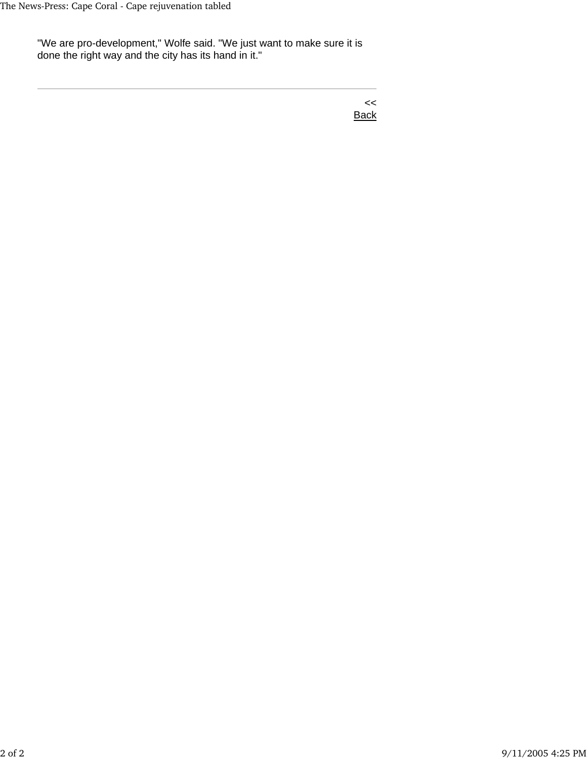"We are pro-development," Wolfe said. "We just want to make sure it is done the right way and the city has its hand in it."

---

<< Back